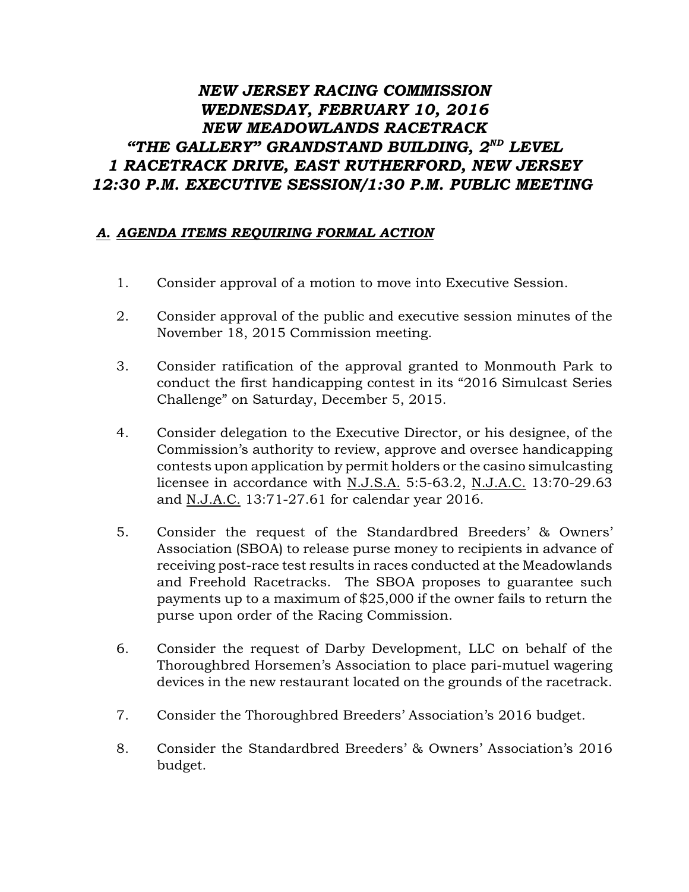# *NEW JERSEY RACING COMMISSION*
# *WEDNESDAY, FEBRUARY 10, 2016*
# *NEW MEADOWLANDS RACETRACK*
# *"THE GALLERY" GRANDSTAND BUILDING, 2ND LEVEL*
# *1 RACETRACK DRIVE, EAST RUTHERFORD, NEW JERSEY*
# *12:30 P.M. EXECUTIVE SESSION/1:30 P.M. PUBLIC MEETING*

## *A. AGENDA ITEMS REQUIRING FORMAL ACTION*

1. Consider approval of a motion to move into Executive Session.

2. Consider approval of the public and executive session minutes of the November 18, 2015 Commission meeting.

3. Consider ratification of the approval granted to Monmouth Park to conduct the first handicapping contest in its "2016 Simulcast Series Challenge" on Saturday, December 5, 2015.

4. Consider delegation to the Executive Director, or his designee, of the Commission's authority to review, approve and oversee handicapping contests upon application by permit holders or the casino simulcasting licensee in accordance with N.J.S.A. 5:5-63.2, N.J.A.C. 13:70-29.63 and N.J.A.C. 13:71-27.61 for calendar year 2016.

5. Consider the request of the Standardbred Breeders' & Owners' Association (SBOA) to release purse money to recipients in advance of receiving post-race test results in races conducted at the Meadowlands and Freehold Racetracks. The SBOA proposes to guarantee such payments up to a maximum of $25,000 if the owner fails to return the purse upon order of the Racing Commission.

6. Consider the request of Darby Development, LLC on behalf of the Thoroughbred Horsemen's Association to place pari-mutuel wagering devices in the new restaurant located on the grounds of the racetrack.

7. Consider the Thoroughbred Breeders' Association's 2016 budget.

8. Consider the Standardbred Breeders' & Owners' Association's 2016 budget.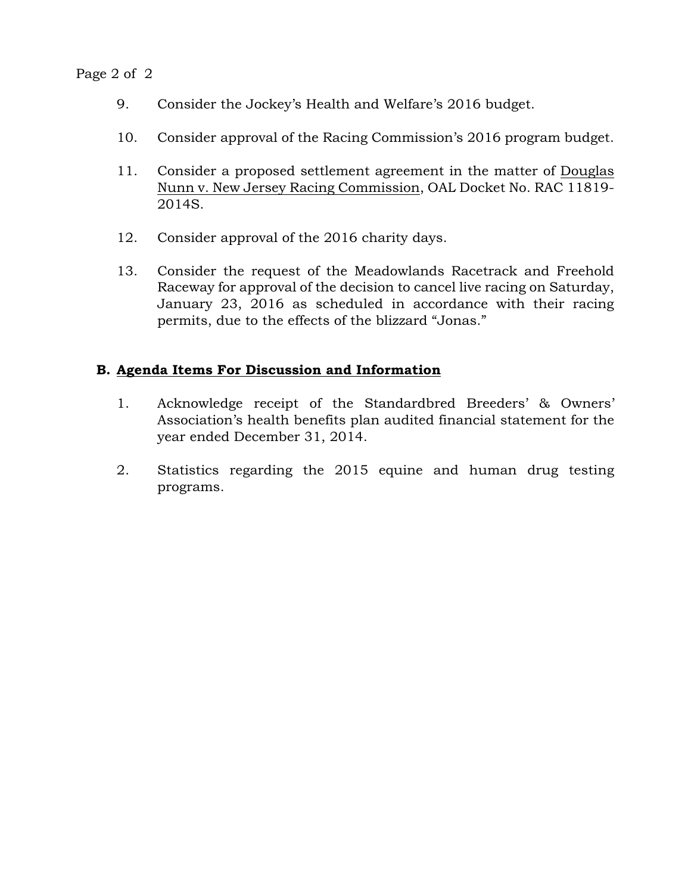9. Consider the Jockey's Health and Welfare's 2016 budget.

10. Consider approval of the Racing Commission's 2016 program budget.

11. Consider a proposed settlement agreement in the matter of Douglas Nunn v. New Jersey Racing Commission, OAL Docket No. RAC 11819-2014S.

12. Consider approval of the 2016 charity days.

13. Consider the request of the Meadowlands Racetrack and Freehold Raceway for approval of the decision to cancel live racing on Saturday, January 23, 2016 as scheduled in accordance with their racing permits, due to the effects of the blizzard "Jonas."

**B. Agenda Items For Discussion and Information**

1. Acknowledge receipt of the Standardbred Breeders' & Owners' Association's health benefits plan audited financial statement for the year ended December 31, 2014.

2. Statistics regarding the 2015 equine and human drug testing programs.